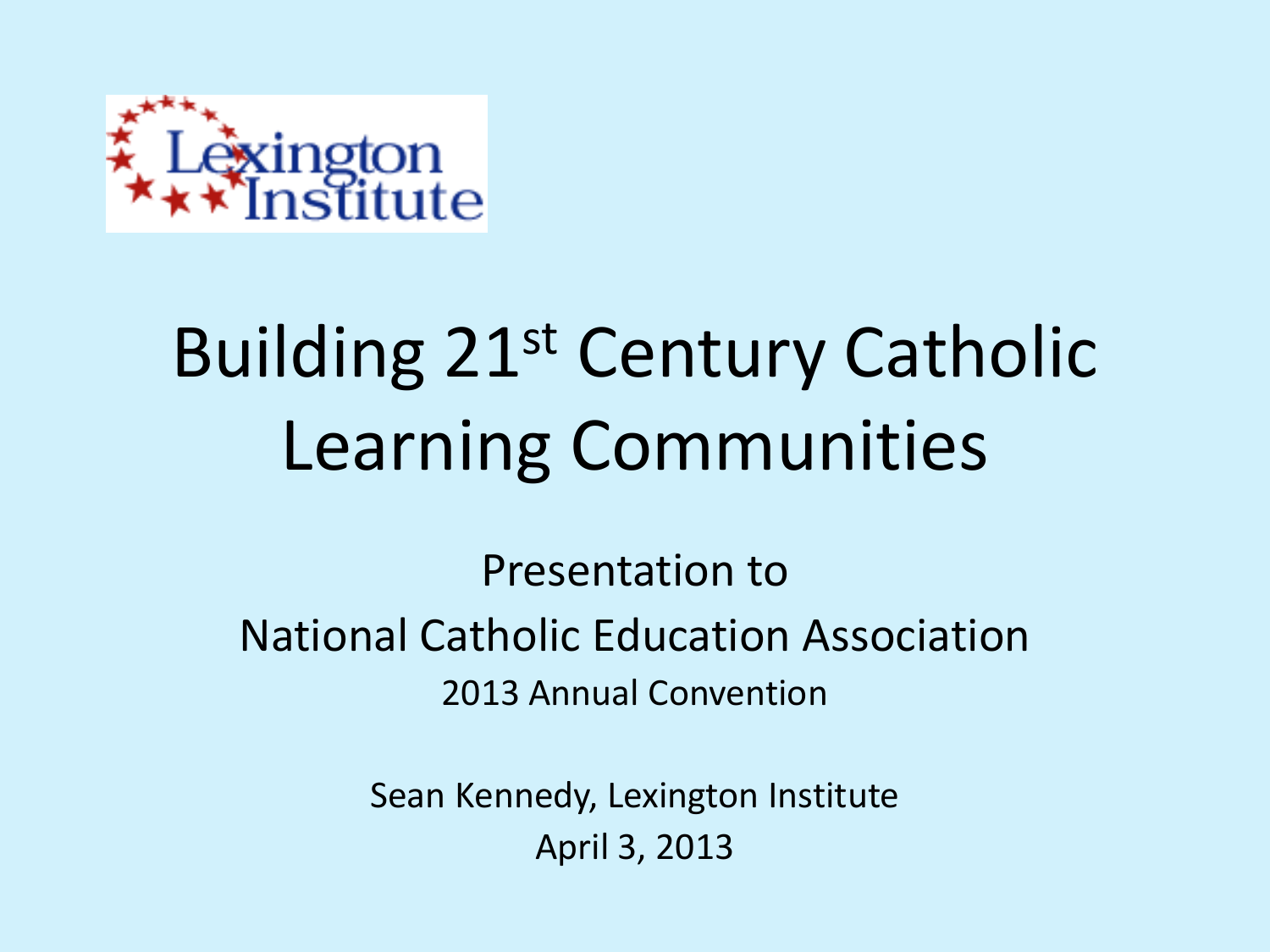Lexington Institute

# Building 21st Century Catholic Learning Communities

Presentation to

National Catholic Education Association

2013 Annual Convention

Sean Kennedy, Lexington Institute

April 3, 2013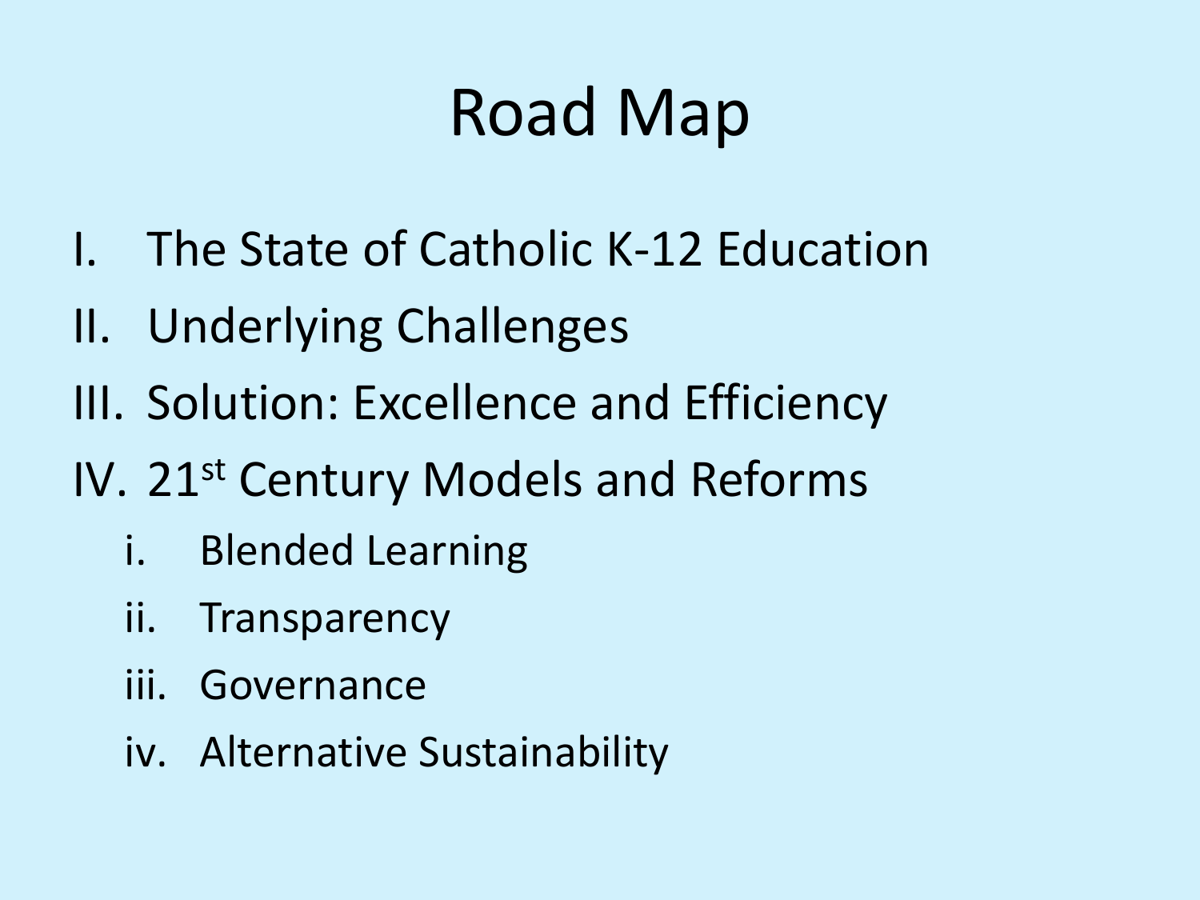# Road Map

I. The State of Catholic K-12 Education
II. Underlying Challenges
III. Solution: Excellence and Efficiency
IV. 21st Century Models and Reforms
   i. Blended Learning
   ii. Transparency
   iii. Governance
   iv. Alternative Sustainability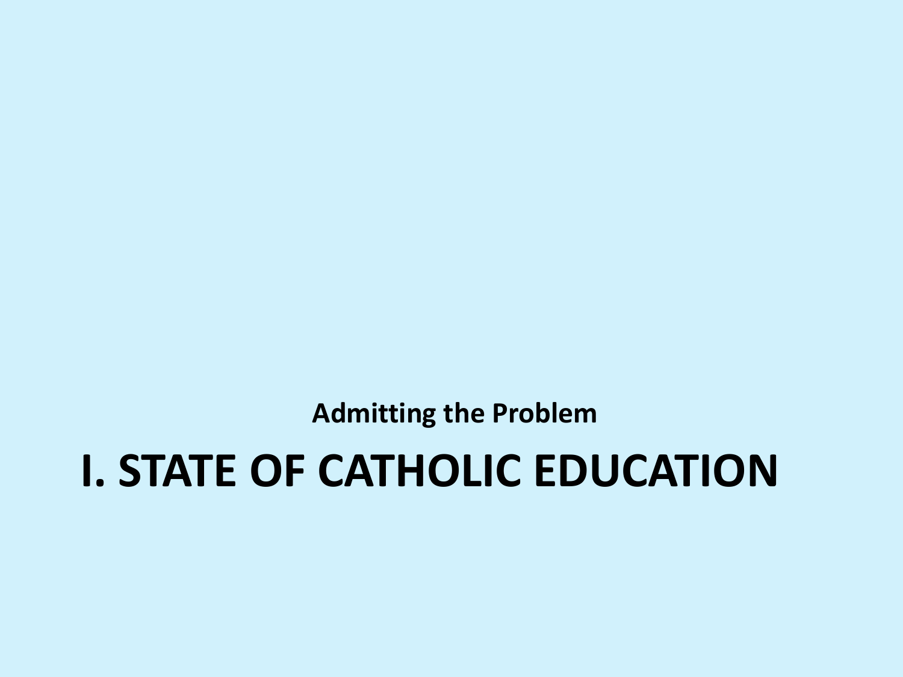**Admitting the Problem**

# I. STATE OF CATHOLIC EDUCATION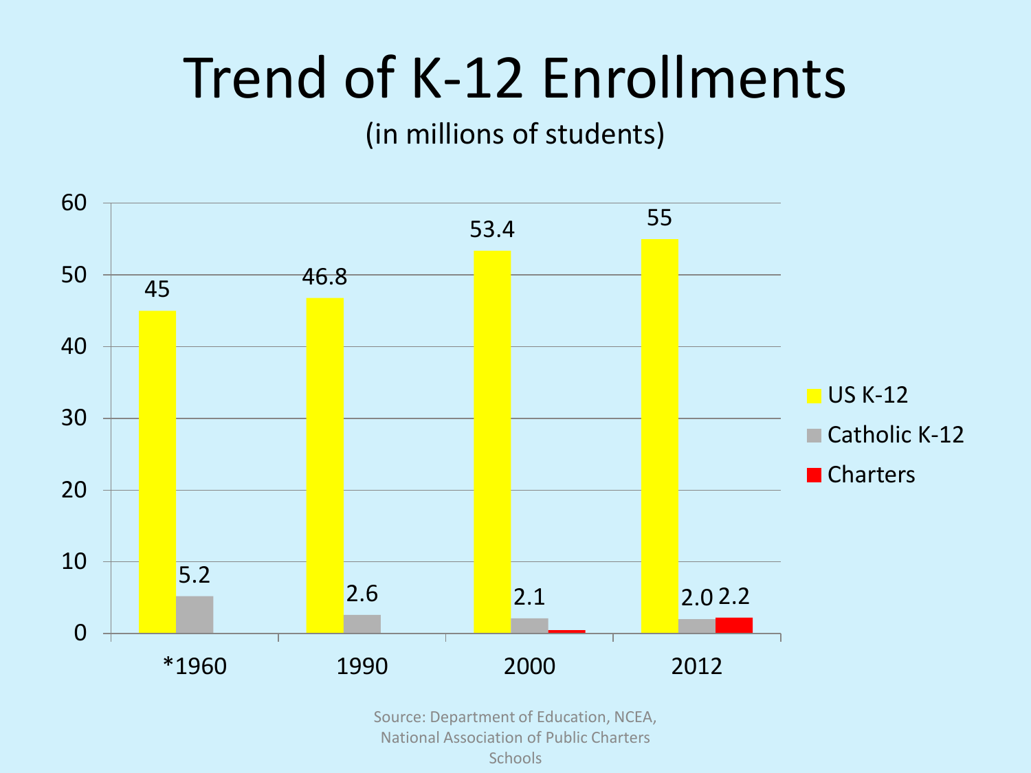# Trend of K-12 Enrollments

(in millions of students)

| | US K-12 | Catholic K-12 | Charters |
|---|---|---|---|
| *1960 | 45 | 5.2 | |
| 1990 | 46.8 | 2.6 | |
| 2000 | 53.4 | 2.1 | |
| 2012 | 55 | 2.0 | 2.2 |

Source: Department of Education, NCEA, National Association of Public Charters Schools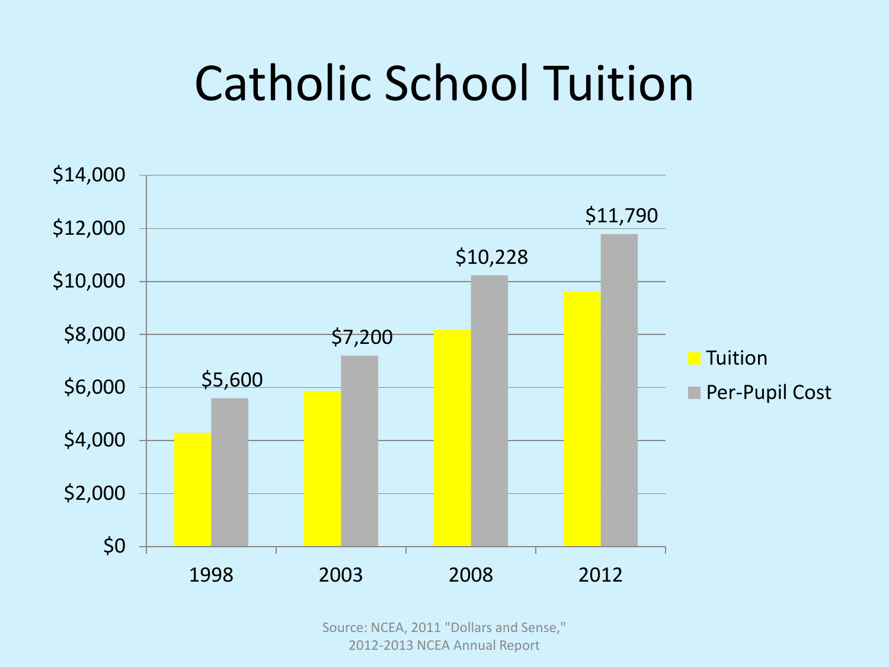# Catholic School Tuition

| Year | Tuition | Per-Pupil Cost |
|---|---|---|
| 1998 | | $5,600 |
| 2003 | | $7,200 |
| 2008 | | $10,228 |
| 2012 | | $11,790 |

Source: NCEA, 2011 "Dollars and Sense," 2012-2013 NCEA Annual Report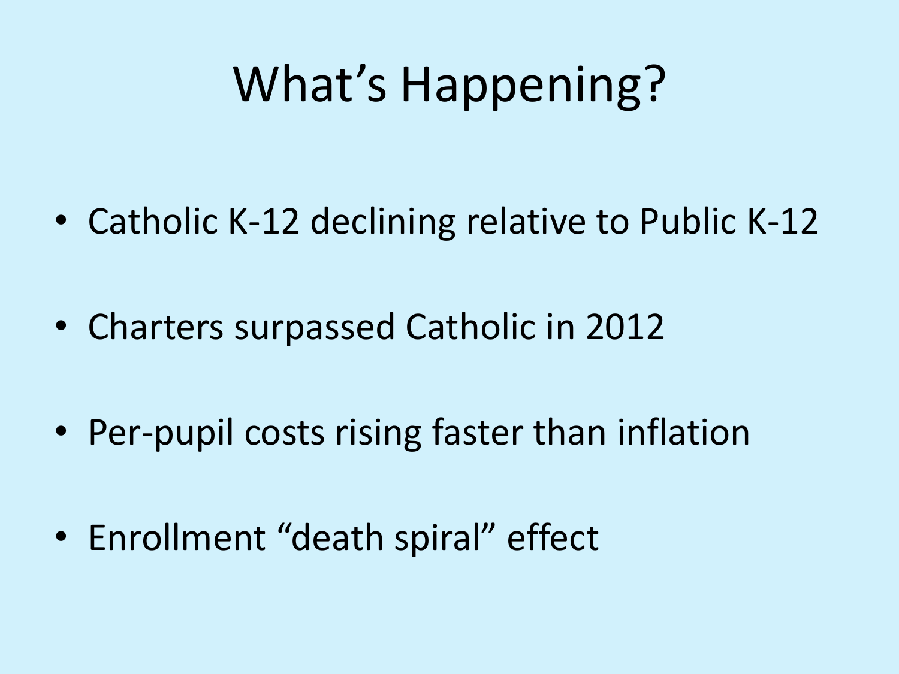# What's Happening?

- Catholic K-12 declining relative to Public K-12
- Charters surpassed Catholic in 2012
- Per-pupil costs rising faster than inflation
- Enrollment "death spiral" effect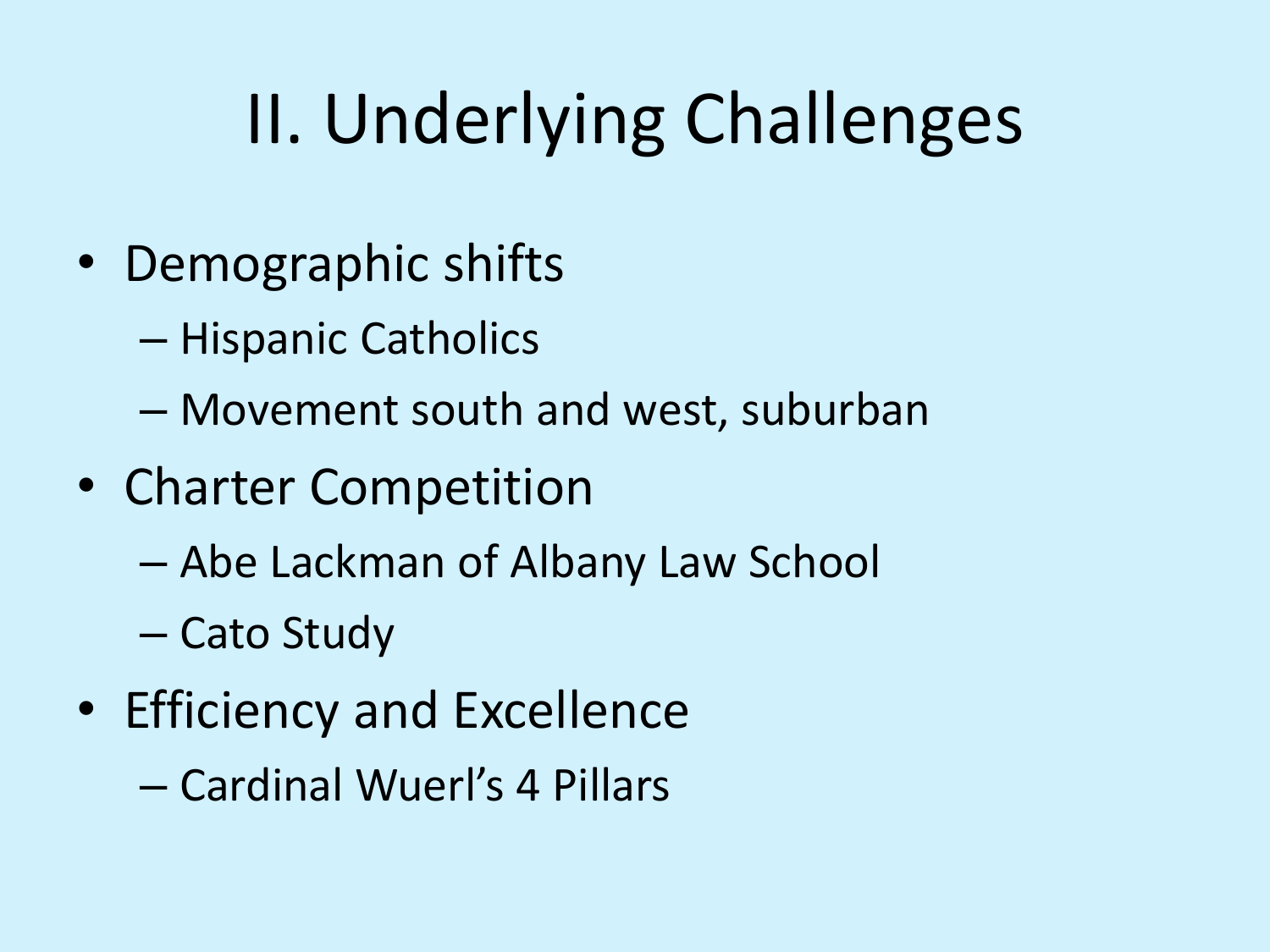# II. Underlying Challenges

- Demographic shifts
  - Hispanic Catholics
  - Movement south and west, suburban
- Charter Competition
  - Abe Lackman of Albany Law School
  - Cato Study
- Efficiency and Excellence
  - Cardinal Wuerl's 4 Pillars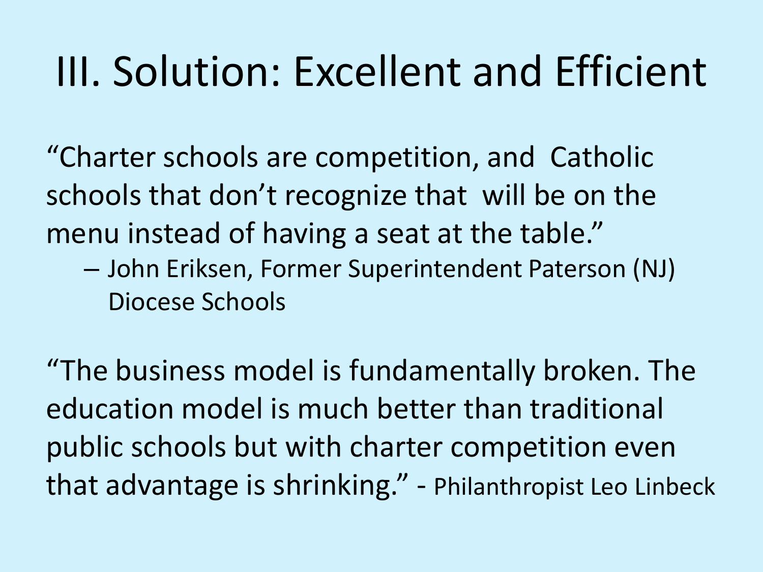# III. Solution: Excellent and Efficient

"Charter schools are competition, and Catholic schools that don't recognize that will be on the menu instead of having a seat at the table."

– John Eriksen, Former Superintendent Paterson (NJ) Diocese Schools

"The business model is fundamentally broken. The education model is much better than traditional public schools but with charter competition even that advantage is shrinking." - Philanthropist Leo Linbeck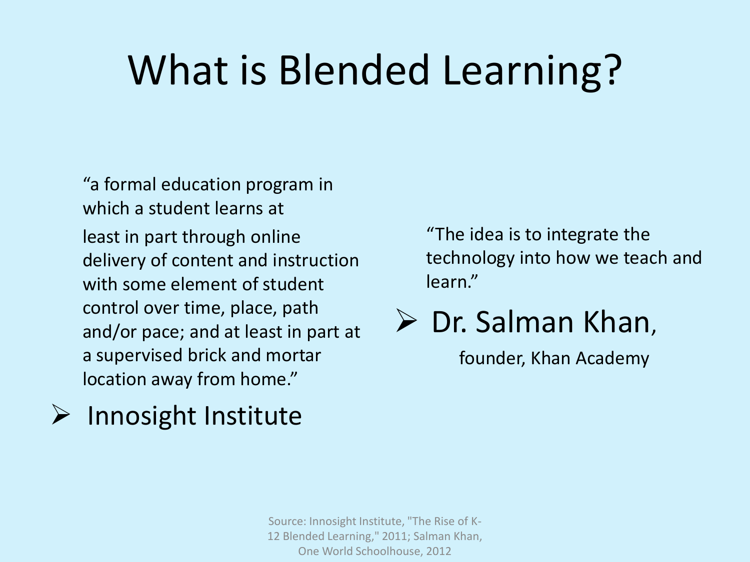# What is Blended Learning?

"a formal education program in which a student learns at least in part through online delivery of content and instruction with some element of student control over time, place, path and/or pace; and at least in part at a supervised brick and mortar location away from home."

- Innosight Institute

"The idea is to integrate the technology into how we teach and learn."

- Dr. Salman Khan,

  founder, Khan Academy

Source: Innosight Institute, "The Rise of K-12 Blended Learning," 2011; Salman Khan, One World Schoolhouse, 2012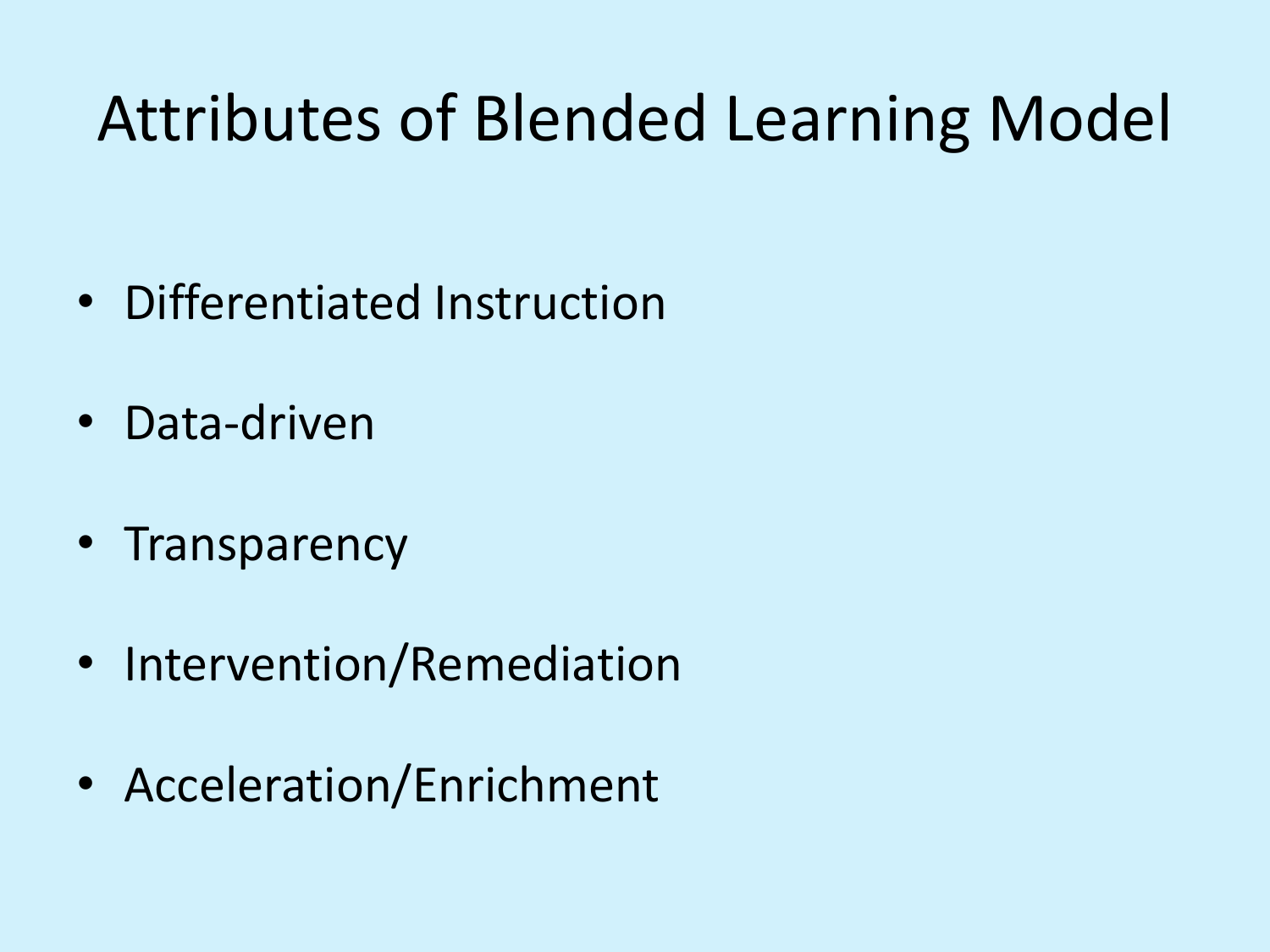# Attributes of Blended Learning Model

- Differentiated Instruction
- Data-driven
- Transparency
- Intervention/Remediation
- Acceleration/Enrichment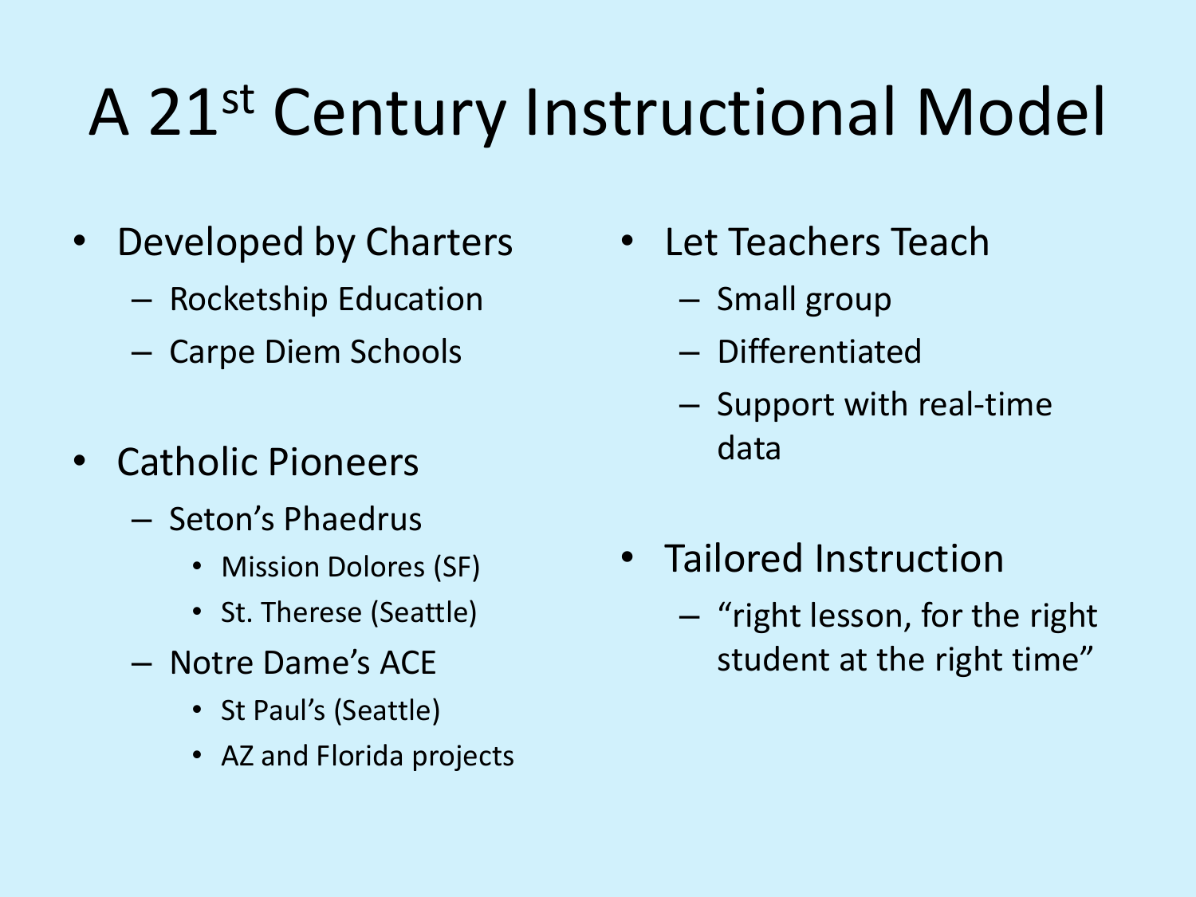# A 21$^{st}$ Century Instructional Model

- Developed by Charters
  - Rocketship Education
  - Carpe Diem Schools
- Catholic Pioneers
  - Seton's Phaedrus
    - Mission Dolores (SF)
    - St. Therese (Seattle)
  - Notre Dame's ACE
    - St Paul's (Seattle)
    - AZ and Florida projects
- Let Teachers Teach
  - Small group
  - Differentiated
  - Support with real-time data
- Tailored Instruction
  - "right lesson, for the right student at the right time"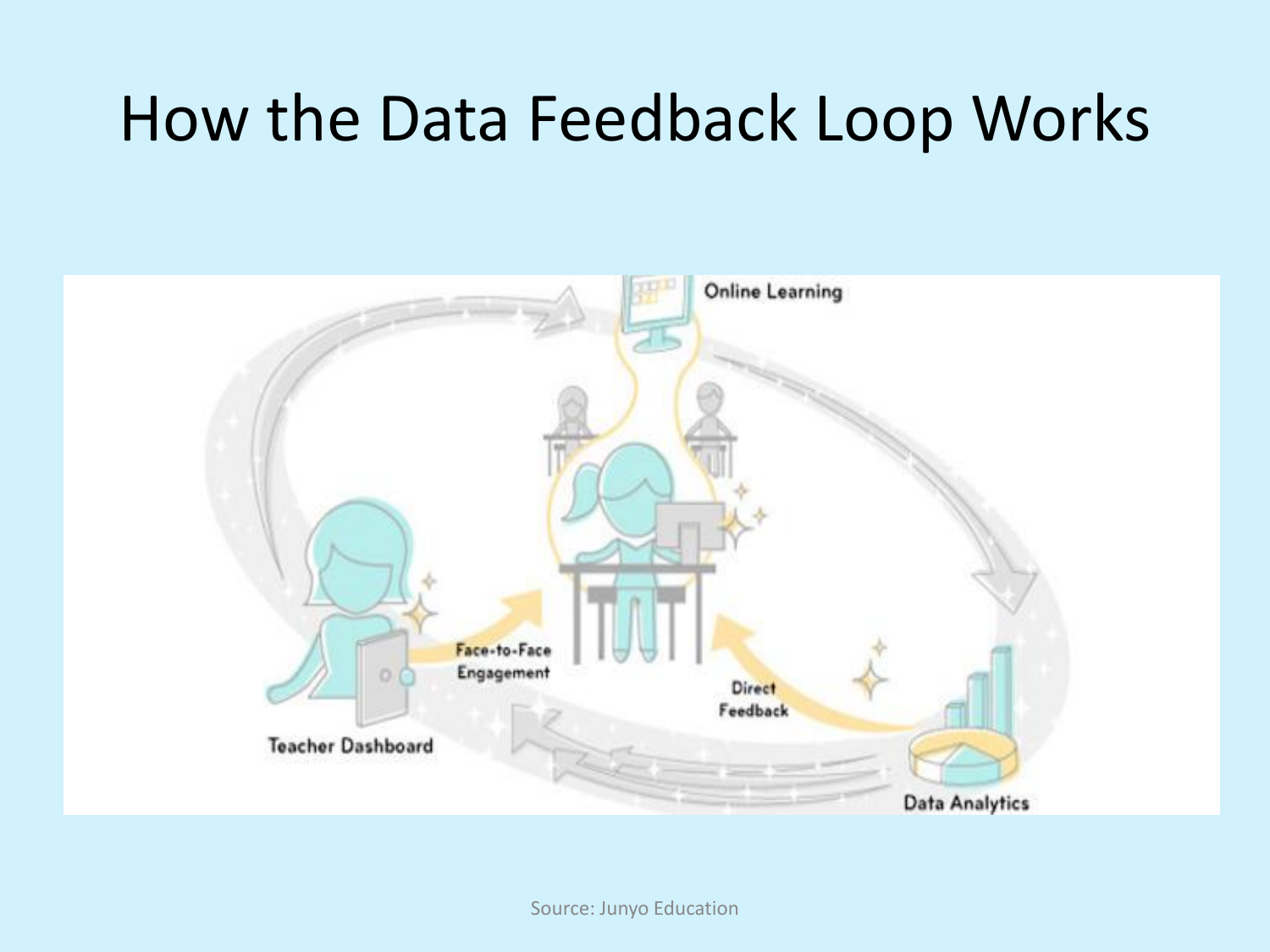# How the Data Feedback Loop Works

Online Learning

Face-to-Face Engagement

Direct Feedback

Teacher Dashboard

Data Analytics

Source: Junyo Education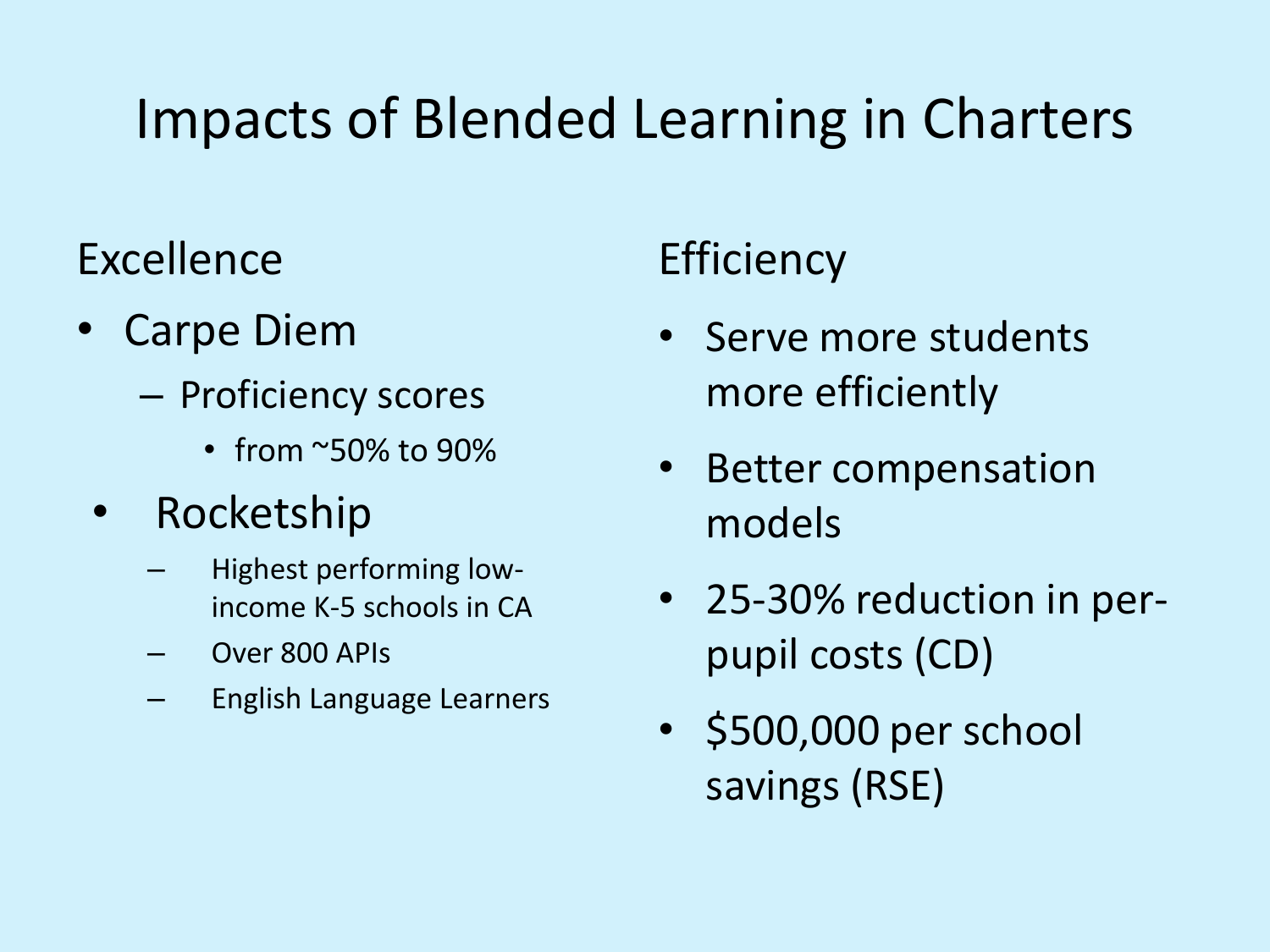# Impacts of Blended Learning in Charters

## Excellence

- Carpe Diem
  - Proficiency scores
    - from ~50% to 90%
- Rocketship
  - Highest performing low-income K-5 schools in CA
  - Over 800 APIs
  - English Language Learners

## Efficiency

- Serve more students more efficiently
- Better compensation models
- 25-30% reduction in per-pupil costs (CD)
- $500,000 per school savings (RSE)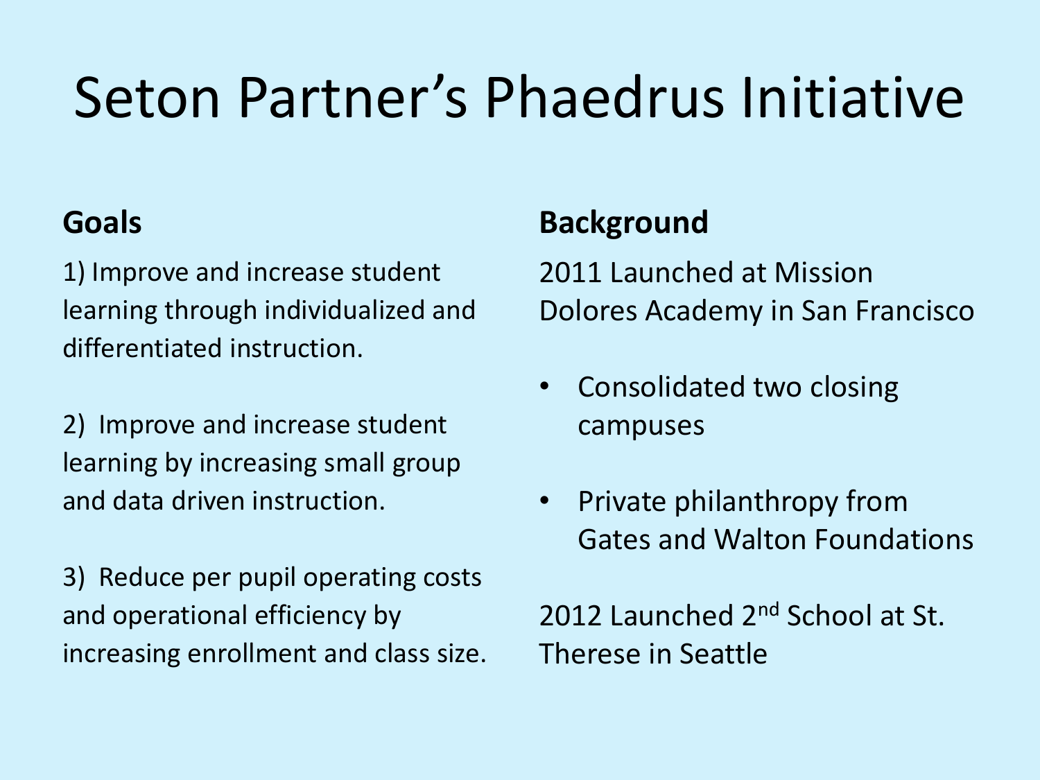# Seton Partner's Phaedrus Initiative

## Goals

1) Improve and increase student learning through individualized and differentiated instruction.

2) Improve and increase student learning by increasing small group and data driven instruction.

3) Reduce per pupil operating costs and operational efficiency by increasing enrollment and class size.

## Background

2011 Launched at Mission Dolores Academy in San Francisco

- Consolidated two closing campuses
- Private philanthropy from Gates and Walton Foundations

2012 Launched 2nd School at St. Therese in Seattle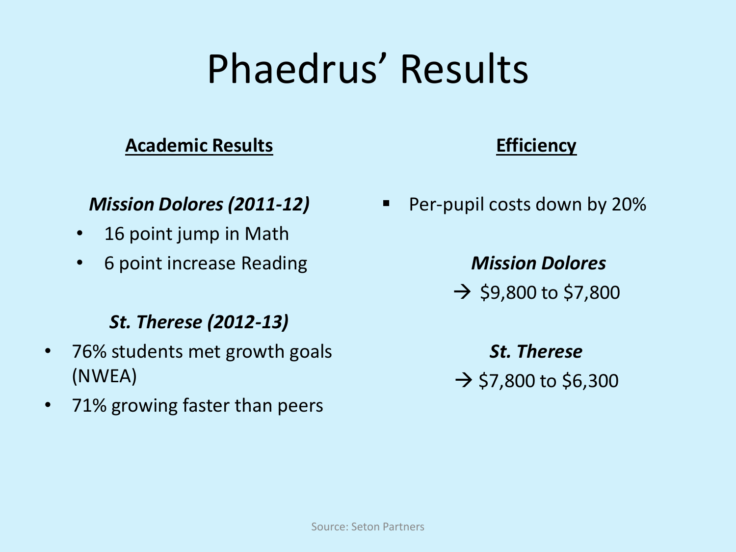# Phaedrus' Results

## Academic Results

***Mission Dolores (2011-12)***

- 16 point jump in Math
- 6 point increase Reading

***St. Therese (2012-13)***

- 76% students met growth goals (NWEA)
- 71% growing faster than peers

## Efficiency

- Per-pupil costs down by 20%

***Mission Dolores***

→ $9,800 to $7,800

***St. Therese***

→ $7,800 to $6,300

Source: Seton Partners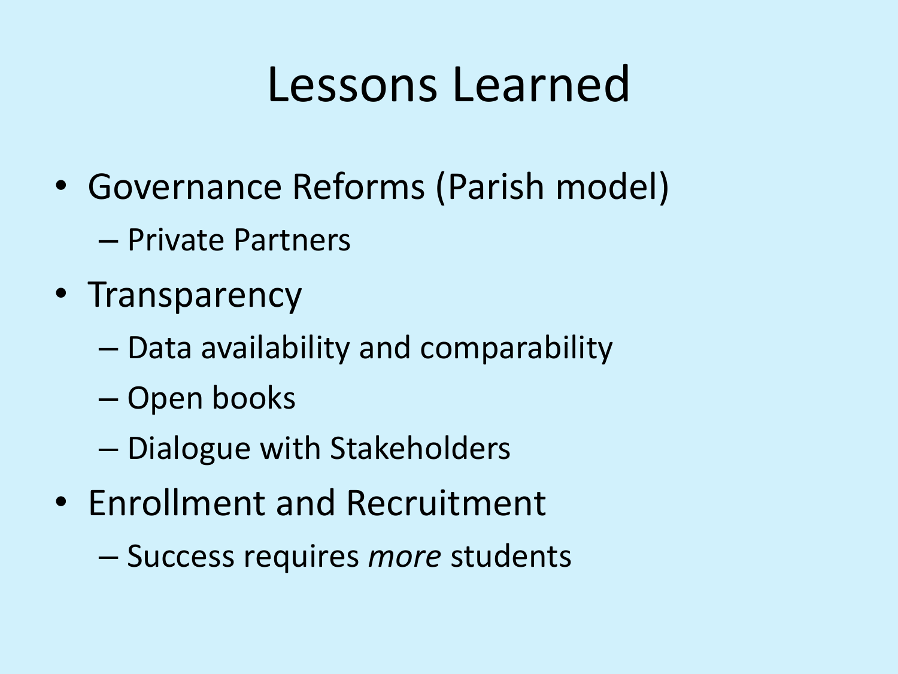# Lessons Learned

- Governance Reforms (Parish model)
  - Private Partners
- Transparency
  - Data availability and comparability
  - Open books
  - Dialogue with Stakeholders
- Enrollment and Recruitment
  - Success requires *more* students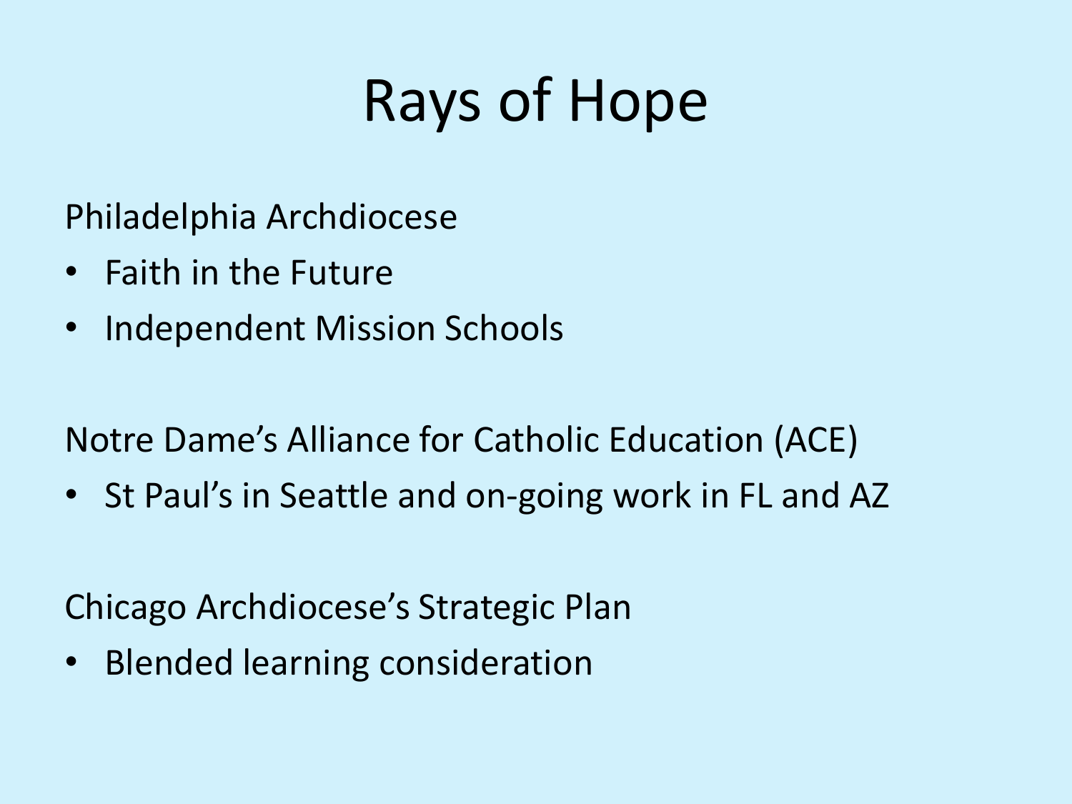# Rays of Hope

Philadelphia Archdiocese

- Faith in the Future
- Independent Mission Schools

Notre Dame's Alliance for Catholic Education (ACE)

- St Paul's in Seattle and on-going work in FL and AZ

Chicago Archdiocese's Strategic Plan

- Blended learning consideration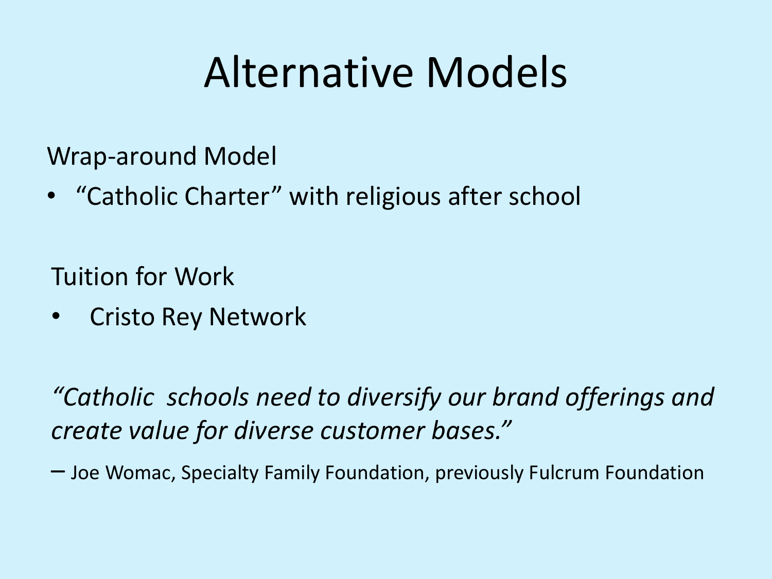# Alternative Models

Wrap-around Model

- “Catholic Charter” with religious after school

Tuition for Work

- Cristo Rey Network

*“Catholic schools need to diversify our brand offerings and create value for diverse customer bases.”*

– Joe Womac, Specialty Family Foundation, previously Fulcrum Foundation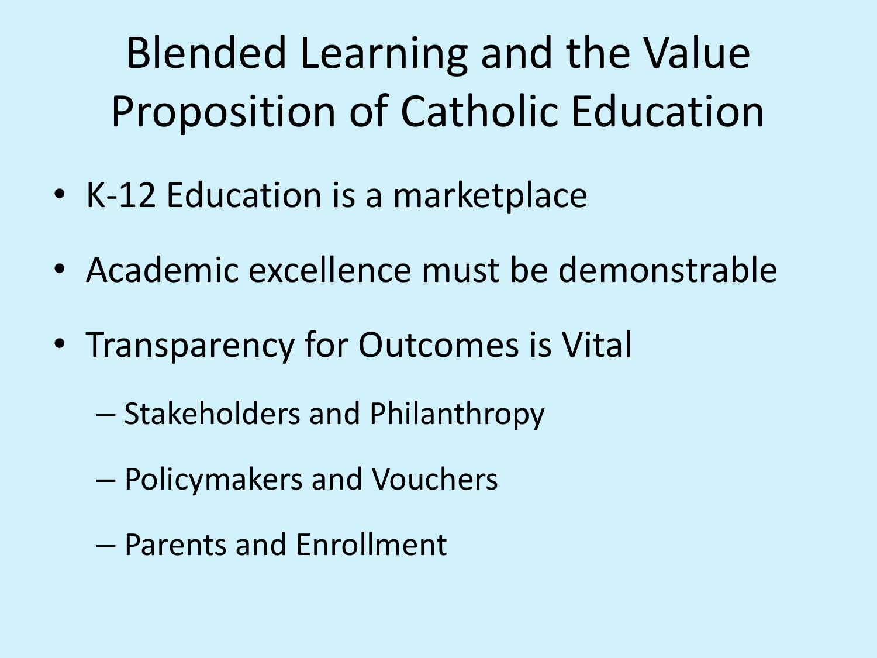# Blended Learning and the Value Proposition of Catholic Education

- K-12 Education is a marketplace
- Academic excellence must be demonstrable
- Transparency for Outcomes is Vital
  - Stakeholders and Philanthropy
  - Policymakers and Vouchers
  - Parents and Enrollment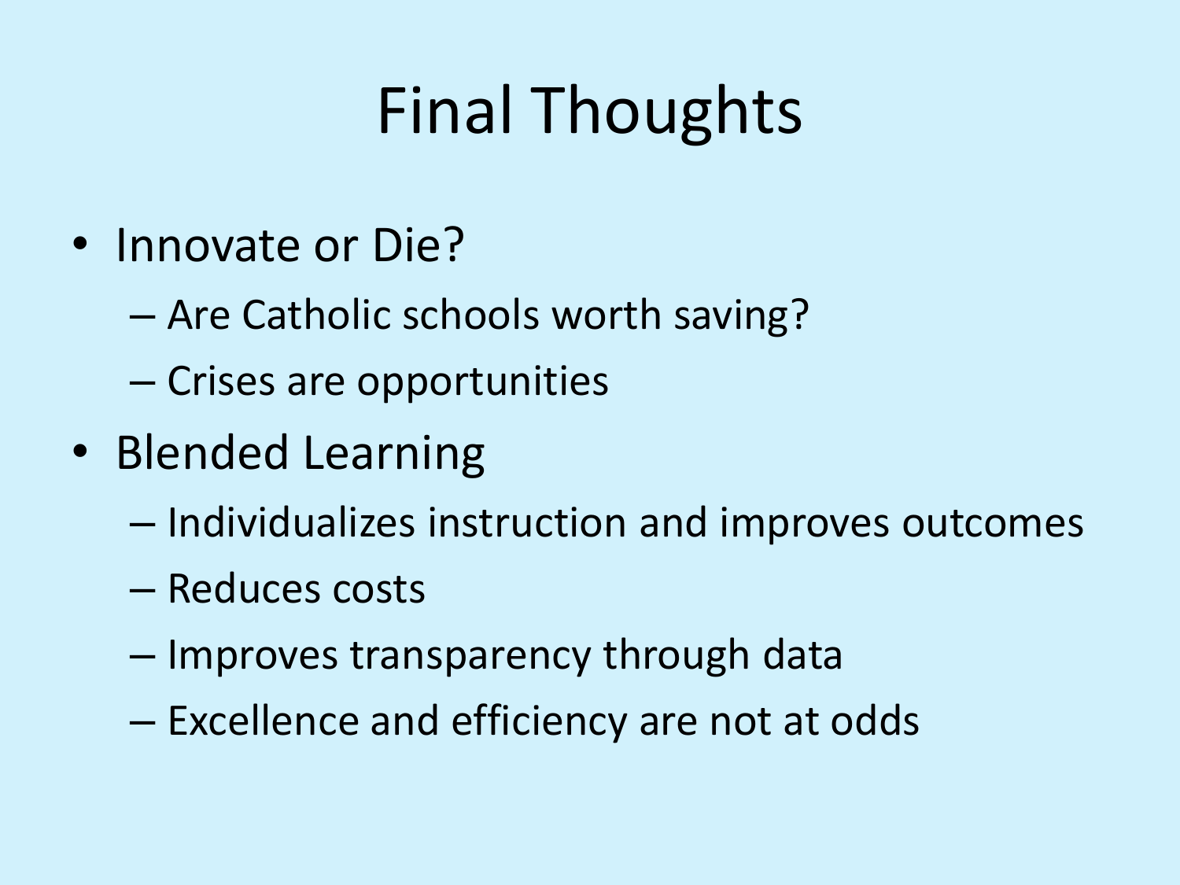# Final Thoughts

- Innovate or Die?
  - Are Catholic schools worth saving?
  - Crises are opportunities
- Blended Learning
  - Individualizes instruction and improves outcomes
  - Reduces costs
  - Improves transparency through data
  - Excellence and efficiency are not at odds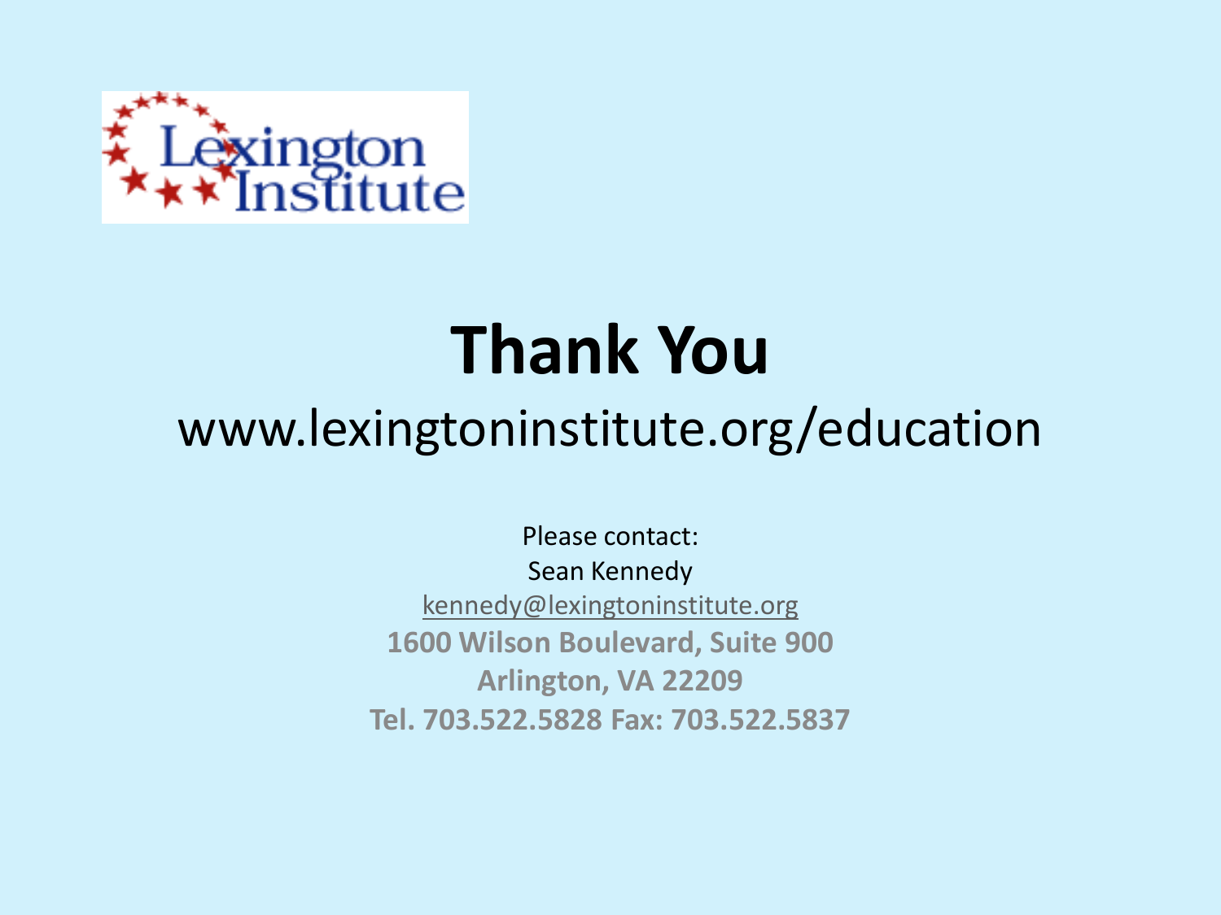Lexington Institute

# Thank You

www.lexingtoninstitute.org/education

Please contact:
Sean Kennedy
kennedy@lexingtoninstitute.org
**1600 Wilson Boulevard, Suite 900**
**Arlington, VA 22209**
**Tel. 703.522.5828 Fax: 703.522.5837**